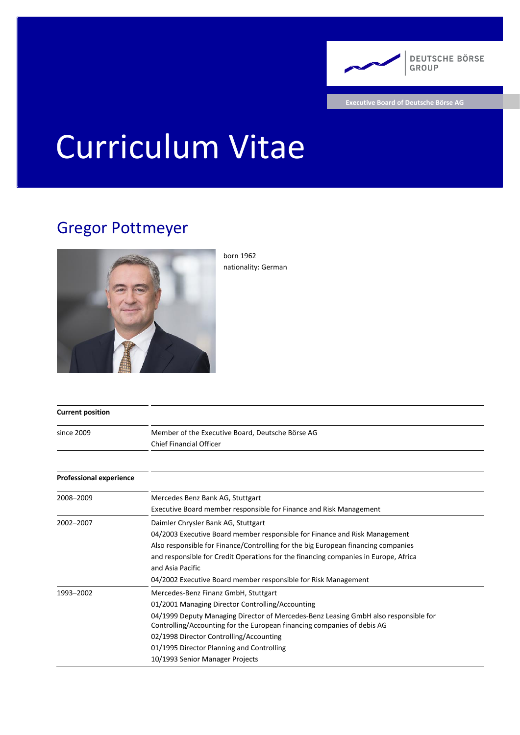Executive Board of Deutsche Börse AG

# Curriculum Vitae

## Gregor Pottmeyer

born 1962
nationality: German

| **Current position** | |
|---|---|
| since 2009 | Member of the Executive Board, Deutsche Börse AG<br>Chief Financial Officer |

| **Professional experience** | |
|---|---|
| 2008–2009 | Mercedes Benz Bank AG, Stuttgart<br>Executive Board member responsible for Finance and Risk Management |
| 2002–2007 | Daimler Chrysler Bank AG, Stuttgart<br>04/2003 Executive Board member responsible for Finance and Risk Management<br>Also responsible for Finance/Controlling for the big European financing companies and responsible for Credit Operations for the financing companies in Europe, Africa and Asia Pacific<br>04/2002 Executive Board member responsible for Risk Management |
| 1993–2002 | Mercedes-Benz Finanz GmbH, Stuttgart<br>01/2001 Managing Director Controlling/Accounting<br>04/1999 Deputy Managing Director of Mercedes-Benz Leasing GmbH also responsible for Controlling/Accounting for the European financing companies of debis AG<br>02/1998 Director Controlling/Accounting<br>01/1995 Director Planning and Controlling<br>10/1993 Senior Manager Projects |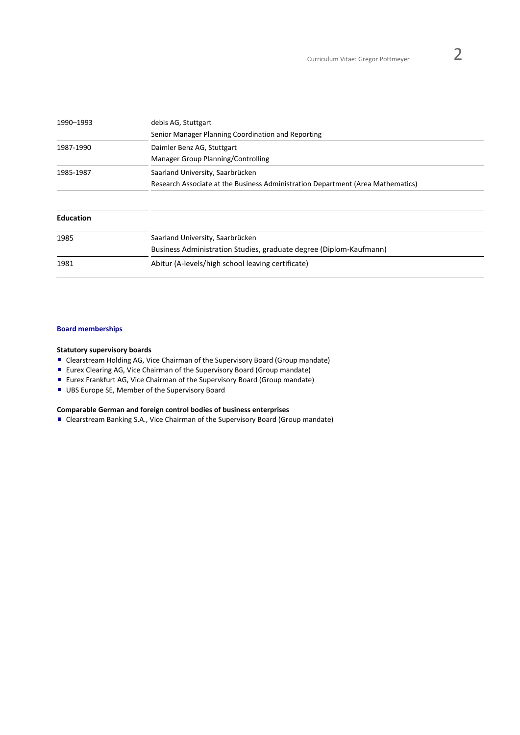| | |
|---|---|
| 1990–1993 | debis AG, Stuttgart<br>Senior Manager Planning Coordination and Reporting |
| 1987-1990 | Daimler Benz AG, Stuttgart<br>Manager Group Planning/Controlling |
| 1985-1987 | Saarland University, Saarbrücken<br>Research Associate at the Business Administration Department (Area Mathematics) |

| **Education** | |
|---|---|
| 1985 | Saarland University, Saarbrücken<br>Business Administration Studies, graduate degree (Diplom-Kaufmann) |
| 1981 | Abitur (A-levels/high school leaving certificate) |

## Board memberships

**Statutory supervisory boards**

- Clearstream Holding AG, Vice Chairman of the Supervisory Board (Group mandate)
- Eurex Clearing AG, Vice Chairman of the Supervisory Board (Group mandate)
- Eurex Frankfurt AG, Vice Chairman of the Supervisory Board (Group mandate)
- UBS Europe SE, Member of the Supervisory Board

**Comparable German and foreign control bodies of business enterprises**

- Clearstream Banking S.A., Vice Chairman of the Supervisory Board (Group mandate)